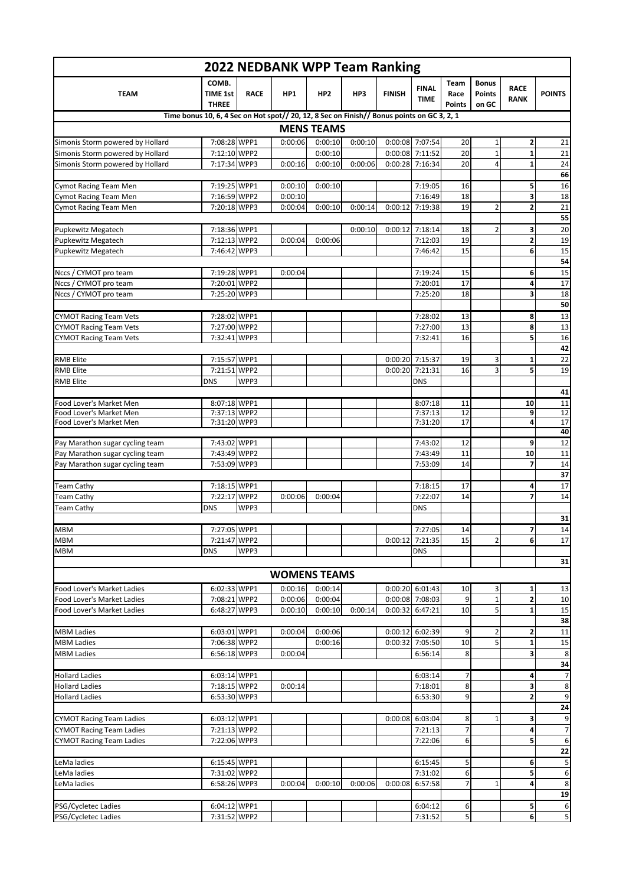# 2022 NEDBANK WPP Team Ranking

| TEAM | COMB. TIME 1st THREE | RACE | HP1 | HP2 | HP3 | FINISH | FINAL TIME | Team Race Points | Bonus Points on GC | RACE RANK | POINTS |
|---|---|---|---|---|---|---|---|---|---|---|---|
| Time bonus 10, 6, 4 Sec on Hot spot// 20, 12, 8 Sec on Finish// Bonus points on GC 3, 2, 1 | | | | | | | | | | | |
| **MENS TEAMS** | | | | | | | | | | | |
| Simonis Storm powered by Hollard | 7:08:28 | WPP1 | 0:00:06 | 0:00:10 | 0:00:10 | 0:00:08 | 7:07:54 | 20 | 1 | 2 | 21 |
| Simonis Storm powered by Hollard | 7:12:10 | WPP2 | | 0:00:10 | | 0:00:08 | 7:11:52 | 20 | 1 | 1 | 21 |
| Simonis Storm powered by Hollard | 7:17:34 | WPP3 | 0:00:16 | 0:00:10 | 0:00:06 | 0:00:28 | 7:16:34 | 20 | 4 | 1 | 24 |
| | | | | | | | | | | | 66 |
| Cymot Racing Team Men | 7:19:25 | WPP1 | 0:00:10 | 0:00:10 | | | 7:19:05 | 16 | | 5 | 16 |
| Cymot Racing Team Men | 7:16:59 | WPP2 | 0:00:10 | | | | 7:16:49 | 18 | | 3 | 18 |
| Cymot Racing Team Men | 7:20:18 | WPP3 | 0:00:04 | 0:00:10 | 0:00:14 | 0:00:12 | 7:19:38 | 19 | 2 | 2 | 21 |
| | | | | | | | | | | | 55 |
| Pupkewitz Megatech | 7:18:36 | WPP1 | | | 0:00:10 | 0:00:12 | 7:18:14 | 18 | 2 | 3 | 20 |
| Pupkewitz Megatech | 7:12:13 | WPP2 | 0:00:04 | 0:00:06 | | | 7:12:03 | 19 | | 2 | 19 |
| Pupkewitz Megatech | 7:46:42 | WPP3 | | | | | 7:46:42 | 15 | | 6 | 15 |
| | | | | | | | | | | | 54 |
| Nccs / CYMOT pro team | 7:19:28 | WPP1 | 0:00:04 | | | | 7:19:24 | 15 | | 6 | 15 |
| Nccs / CYMOT pro team | 7:20:01 | WPP2 | | | | | 7:20:01 | 17 | | 4 | 17 |
| Nccs / CYMOT pro team | 7:25:20 | WPP3 | | | | | 7:25:20 | 18 | | 3 | 18 |
| | | | | | | | | | | | 50 |
| CYMOT Racing Team Vets | 7:28:02 | WPP1 | | | | | 7:28:02 | 13 | | 8 | 13 |
| CYMOT Racing Team Vets | 7:27:00 | WPP2 | | | | | 7:27:00 | 13 | | 8 | 13 |
| CYMOT Racing Team Vets | 7:32:41 | WPP3 | | | | | 7:32:41 | 16 | | 5 | 16 |
| | | | | | | | | | | | 42 |
| RMB Elite | 7:15:57 | WPP1 | | | | 0:00:20 | 7:15:37 | 19 | 3 | 1 | 22 |
| RMB Elite | 7:21:51 | WPP2 | | | | 0:00:20 | 7:21:31 | 16 | 3 | 5 | 19 |
| RMB Elite | DNS | WPP3 | | | | | DNS | | | | |
| | | | | | | | | | | | 41 |
| Food Lover's Market Men | 8:07:18 | WPP1 | | | | | 8:07:18 | 11 | | 10 | 11 |
| Food Lover's Market Men | 7:37:13 | WPP2 | | | | | 7:37:13 | 12 | | 9 | 12 |
| Food Lover's Market Men | 7:31:20 | WPP3 | | | | | 7:31:20 | 17 | | 4 | 17 |
| | | | | | | | | | | | 40 |
| Pay Marathon sugar cycling team | 7:43:02 | WPP1 | | | | | 7:43:02 | 12 | | 9 | 12 |
| Pay Marathon sugar cycling team | 7:43:49 | WPP2 | | | | | 7:43:49 | 11 | | 10 | 11 |
| Pay Marathon sugar cycling team | 7:53:09 | WPP3 | | | | | 7:53:09 | 14 | | 7 | 14 |
| | | | | | | | | | | | 37 |
| Team Cathy | 7:18:15 | WPP1 | | | | | 7:18:15 | 17 | | 4 | 17 |
| Team Cathy | 7:22:17 | WPP2 | 0:00:06 | 0:00:04 | | | 7:22:07 | 14 | | 7 | 14 |
| Team Cathy | DNS | WPP3 | | | | | DNS | | | | |
| | | | | | | | | | | | 31 |
| MBM | 7:27:05 | WPP1 | | | | | 7:27:05 | 14 | | 7 | 14 |
| MBM | 7:21:47 | WPP2 | | | | 0:00:12 | 7:21:35 | 15 | 2 | 6 | 17 |
| MBM | DNS | WPP3 | | | | | DNS | | | | |
| | | | | | | | | | | | 31 |
| **WOMENS TEAMS** | | | | | | | | | | | |
| Food Lover's Market Ladies | 6:02:33 | WPP1 | 0:00:16 | 0:00:14 | | 0:00:20 | 6:01:43 | 10 | 3 | 1 | 13 |
| Food Lover's Market Ladies | 7:08:21 | WPP2 | 0:00:06 | 0:00:04 | | 0:00:08 | 7:08:03 | 9 | 1 | 2 | 10 |
| Food Lover's Market Ladies | 6:48:27 | WPP3 | 0:00:10 | 0:00:10 | 0:00:14 | 0:00:32 | 6:47:21 | 10 | 5 | 1 | 15 |
| | | | | | | | | | | | 38 |
| MBM Ladies | 6:03:01 | WPP1 | 0:00:04 | 0:00:06 | | 0:00:12 | 6:02:39 | 9 | 2 | 2 | 11 |
| MBM Ladies | 7:06:38 | WPP2 | | 0:00:16 | | 0:00:32 | 7:05:50 | 10 | 5 | 1 | 15 |
| MBM Ladies | 6:56:18 | WPP3 | 0:00:04 | | | | 6:56:14 | 8 | | 3 | 8 |
| | | | | | | | | | | | 34 |
| Hollard Ladies | 6:03:14 | WPP1 | | | | | 6:03:14 | 7 | | 4 | 7 |
| Hollard Ladies | 7:18:15 | WPP2 | 0:00:14 | | | | 7:18:01 | 8 | | 3 | 8 |
| Hollard Ladies | 6:53:30 | WPP3 | | | | | 6:53:30 | 9 | | 2 | 9 |
| | | | | | | | | | | | 24 |
| CYMOT Racing Team Ladies | 6:03:12 | WPP1 | | | | 0:00:08 | 6:03:04 | 8 | 1 | 3 | 9 |
| CYMOT Racing Team Ladies | 7:21:13 | WPP2 | | | | | 7:21:13 | 7 | | 4 | 7 |
| CYMOT Racing Team Ladies | 7:22:06 | WPP3 | | | | | 7:22:06 | 6 | | 5 | 6 |
| | | | | | | | | | | | 22 |
| LeMa ladies | 6:15:45 | WPP1 | | | | | 6:15:45 | 5 | | 6 | 5 |
| LeMa ladies | 7:31:02 | WPP2 | | | | | 7:31:02 | 6 | | 5 | 6 |
| LeMa ladies | 6:58:26 | WPP3 | 0:00:04 | 0:00:10 | 0:00:06 | 0:00:08 | 6:57:58 | 7 | 1 | 4 | 8 |
| | | | | | | | | | | | 19 |
| PSG/Cycletec Ladies | 6:04:12 | WPP1 | | | | | 6:04:12 | 6 | | 5 | 6 |
| PSG/Cycletec Ladies | 7:31:52 | WPP2 | | | | | 7:31:52 | 5 | | 6 | 5 |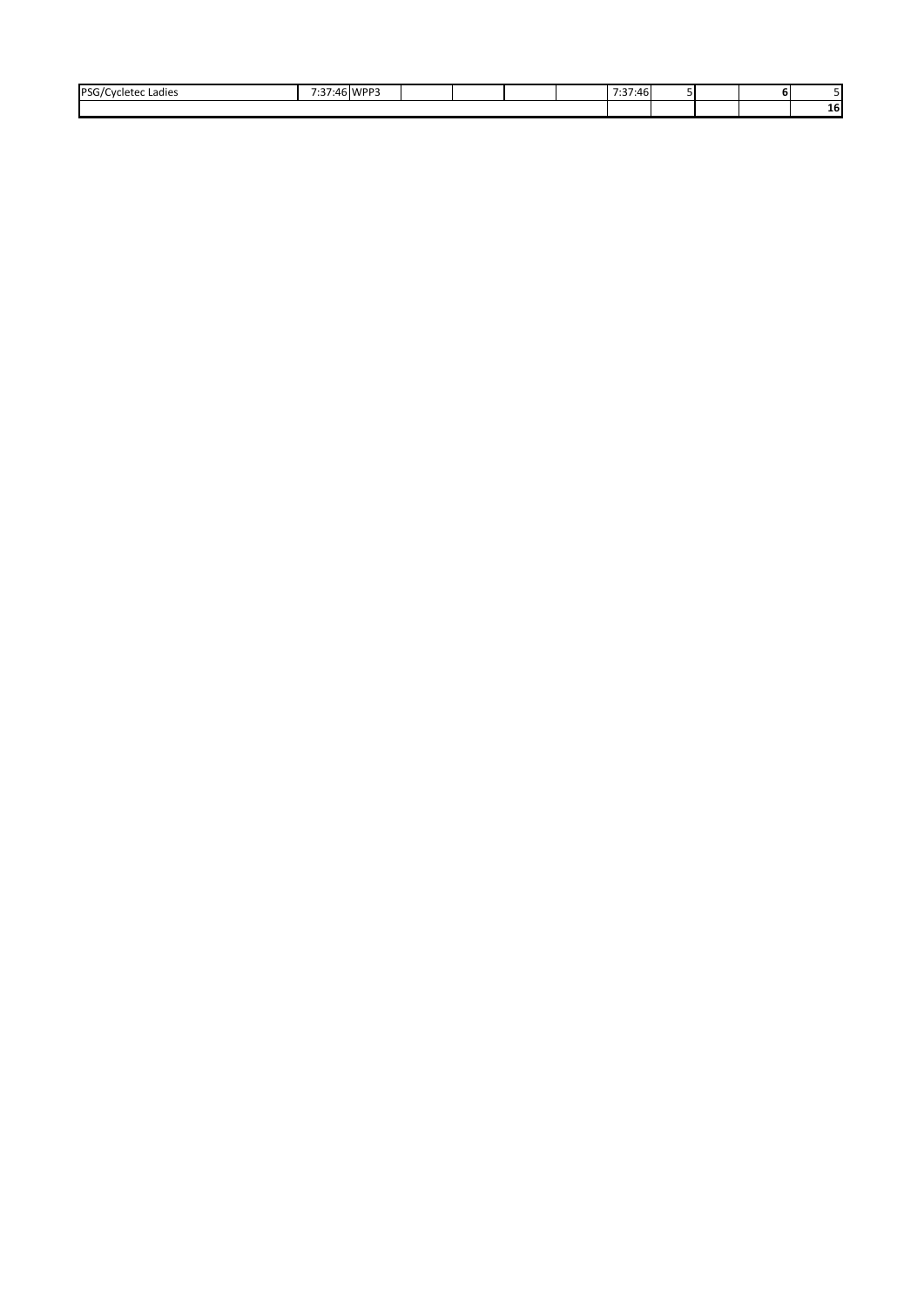| | | | | | | | | | | | |
|---|---|---|---|---|---|---|---|---|---|---|---|
| PSG/Cycletec Ladies | 7:37:46 | WPP3 | | | | | 7:37:46 | 5 | | **6** | 5 |
| | | | | | | | | | | | **16** |